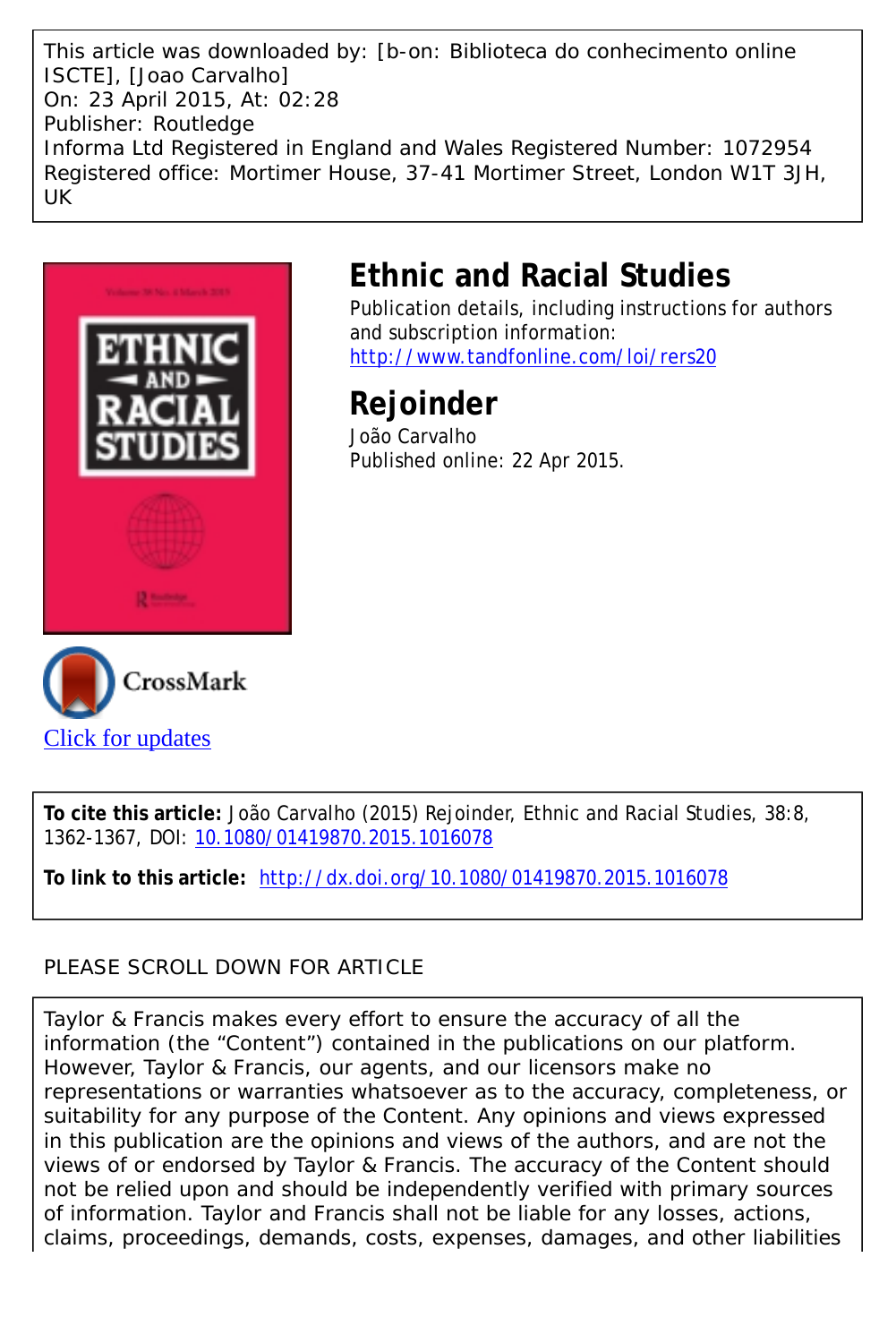This article was downloaded by: [b-on: Biblioteca do conhecimento online ISCTE], [Joao Carvalho]
On: 23 April 2015, At: 02:28
Publisher: Routledge
Informa Ltd Registered in England and Wales Registered Number: 1072954
Registered office: Mortimer House, 37-41 Mortimer Street, London W1T 3JH, UK

# Ethnic and Racial Studies

Publication details, including instructions for authors and subscription information:
http://www.tandfonline.com/loi/rers20

## Rejoinder

João Carvalho
Published online: 22 Apr 2015.

Click for updates

**To cite this article:** João Carvalho (2015) Rejoinder, Ethnic and Racial Studies, 38:8, 1362-1367, DOI: 10.1080/01419870.2015.1016078

**To link to this article:** http://dx.doi.org/10.1080/01419870.2015.1016078

PLEASE SCROLL DOWN FOR ARTICLE

Taylor & Francis makes every effort to ensure the accuracy of all the information (the "Content") contained in the publications on our platform. However, Taylor & Francis, our agents, and our licensors make no representations or warranties whatsoever as to the accuracy, completeness, or suitability for any purpose of the Content. Any opinions and views expressed in this publication are the opinions and views of the authors, and are not the views of or endorsed by Taylor & Francis. The accuracy of the Content should not be relied upon and should be independently verified with primary sources of information. Taylor and Francis shall not be liable for any losses, actions, claims, proceedings, demands, costs, expenses, damages, and other liabilities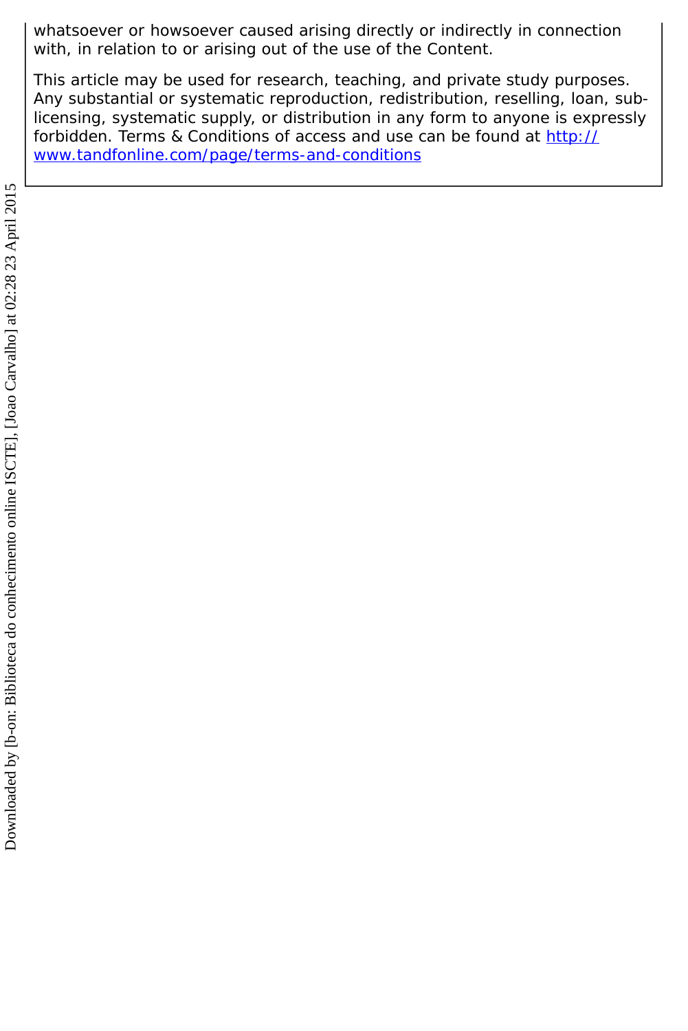whatsoever or howsoever caused arising directly or indirectly in connection with, in relation to or arising out of the use of the Content.

This article may be used for research, teaching, and private study purposes. Any substantial or systematic reproduction, redistribution, reselling, loan, sub-licensing, systematic supply, or distribution in any form to anyone is expressly forbidden. Terms & Conditions of access and use can be found at http://www.tandfonline.com/page/terms-and-conditions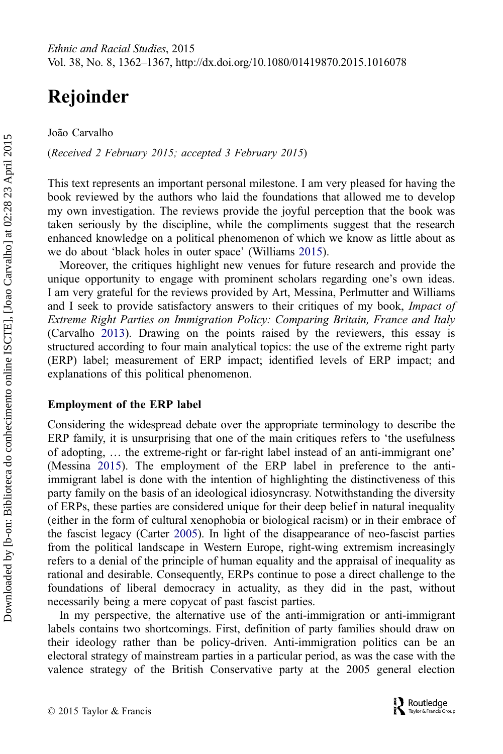# Rejoinder

João Carvalho

(*Received 2 February 2015; accepted 3 February 2015*)

This text represents an important personal milestone. I am very pleased for having the book reviewed by the authors who laid the foundations that allowed me to develop my own investigation. The reviews provide the joyful perception that the book was taken seriously by the discipline, while the compliments suggest that the research enhanced knowledge on a political phenomenon of which we know as little about as we do about 'black holes in outer space' (Williams 2015).

Moreover, the critiques highlight new venues for future research and provide the unique opportunity to engage with prominent scholars regarding one's own ideas. I am very grateful for the reviews provided by Art, Messina, Perlmutter and Williams and I seek to provide satisfactory answers to their critiques of my book, *Impact of Extreme Right Parties on Immigration Policy: Comparing Britain, France and Italy* (Carvalho 2013). Drawing on the points raised by the reviewers, this essay is structured according to four main analytical topics: the use of the extreme right party (ERP) label; measurement of ERP impact; identified levels of ERP impact; and explanations of this political phenomenon.

## Employment of the ERP label

Considering the widespread debate over the appropriate terminology to describe the ERP family, it is unsurprising that one of the main critiques refers to 'the usefulness of adopting, … the extreme-right or far-right label instead of an anti-immigrant one' (Messina 2015). The employment of the ERP label in preference to the anti-immigrant label is done with the intention of highlighting the distinctiveness of this party family on the basis of an ideological idiosyncrasy. Notwithstanding the diversity of ERPs, these parties are considered unique for their deep belief in natural inequality (either in the form of cultural xenophobia or biological racism) or in their embrace of the fascist legacy (Carter 2005). In light of the disappearance of neo-fascist parties from the political landscape in Western Europe, right-wing extremism increasingly refers to a denial of the principle of human equality and the appraisal of inequality as rational and desirable. Consequently, ERPs continue to pose a direct challenge to the foundations of liberal democracy in actuality, as they did in the past, without necessarily being a mere copycat of past fascist parties.

In my perspective, the alternative use of the anti-immigration or anti-immigrant labels contains two shortcomings. First, definition of party families should draw on their ideology rather than be policy-driven. Anti-immigration politics can be an electoral strategy of mainstream parties in a particular period, as was the case with the valence strategy of the British Conservative party at the 2005 general election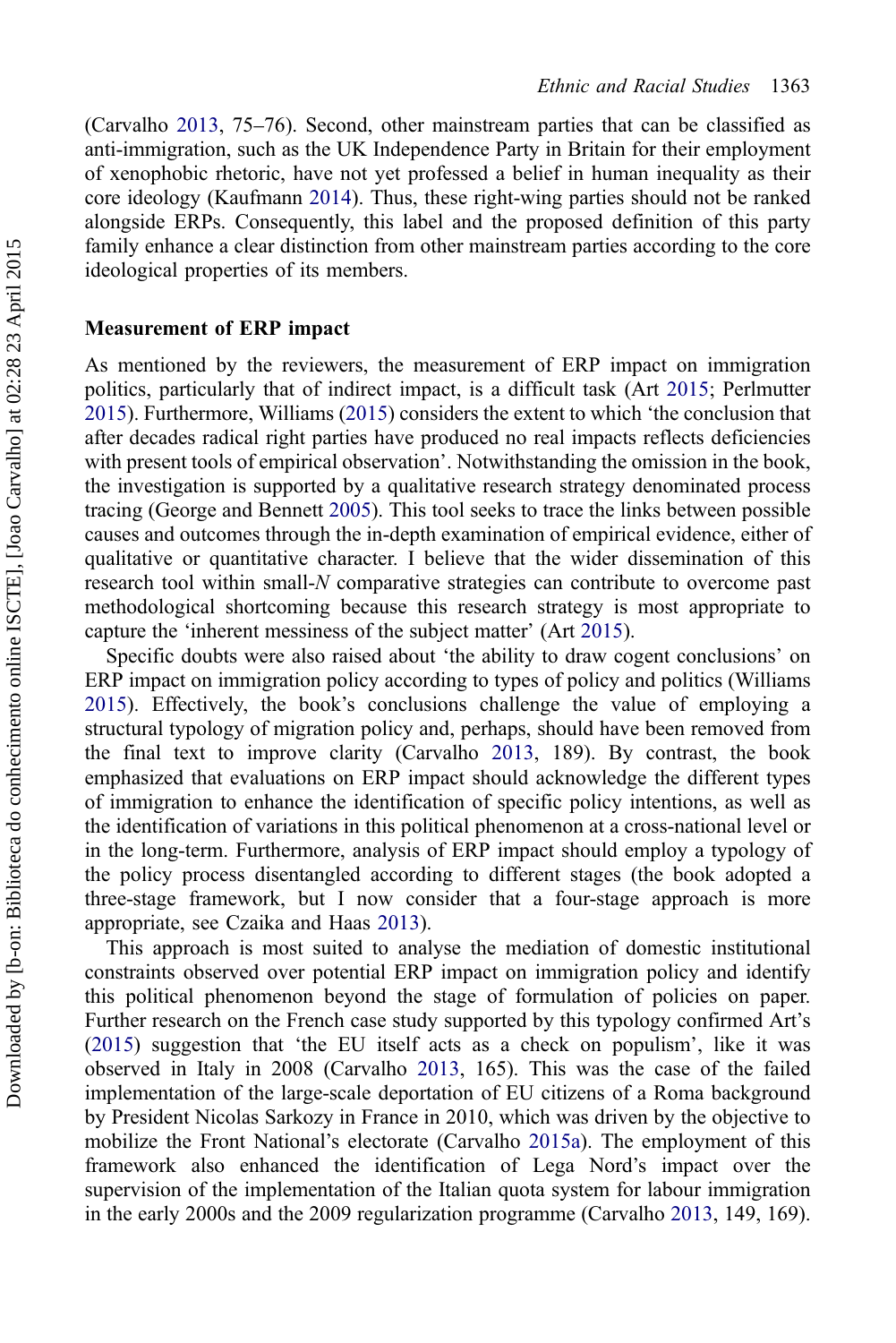(Carvalho 2013, 75–76). Second, other mainstream parties that can be classified as anti-immigration, such as the UK Independence Party in Britain for their employment of xenophobic rhetoric, have not yet professed a belief in human inequality as their core ideology (Kaufmann 2014). Thus, these right-wing parties should not be ranked alongside ERPs. Consequently, this label and the proposed definition of this party family enhance a clear distinction from other mainstream parties according to the core ideological properties of its members.

## Measurement of ERP impact

As mentioned by the reviewers, the measurement of ERP impact on immigration politics, particularly that of indirect impact, is a difficult task (Art 2015; Perlmutter 2015). Furthermore, Williams (2015) considers the extent to which 'the conclusion that after decades radical right parties have produced no real impacts reflects deficiencies with present tools of empirical observation'. Notwithstanding the omission in the book, the investigation is supported by a qualitative research strategy denominated process tracing (George and Bennett 2005). This tool seeks to trace the links between possible causes and outcomes through the in-depth examination of empirical evidence, either of qualitative or quantitative character. I believe that the wider dissemination of this research tool within small-*N* comparative strategies can contribute to overcome past methodological shortcoming because this research strategy is most appropriate to capture the 'inherent messiness of the subject matter' (Art 2015).

Specific doubts were also raised about 'the ability to draw cogent conclusions' on ERP impact on immigration policy according to types of policy and politics (Williams 2015). Effectively, the book's conclusions challenge the value of employing a structural typology of migration policy and, perhaps, should have been removed from the final text to improve clarity (Carvalho 2013, 189). By contrast, the book emphasized that evaluations on ERP impact should acknowledge the different types of immigration to enhance the identification of specific policy intentions, as well as the identification of variations in this political phenomenon at a cross-national level or in the long-term. Furthermore, analysis of ERP impact should employ a typology of the policy process disentangled according to different stages (the book adopted a three-stage framework, but I now consider that a four-stage approach is more appropriate, see Czaika and Haas 2013).

This approach is most suited to analyse the mediation of domestic institutional constraints observed over potential ERP impact on immigration policy and identify this political phenomenon beyond the stage of formulation of policies on paper. Further research on the French case study supported by this typology confirmed Art's (2015) suggestion that 'the EU itself acts as a check on populism', like it was observed in Italy in 2008 (Carvalho 2013, 165). This was the case of the failed implementation of the large-scale deportation of EU citizens of a Roma background by President Nicolas Sarkozy in France in 2010, which was driven by the objective to mobilize the Front National's electorate (Carvalho 2015a). The employment of this framework also enhanced the identification of Lega Nord's impact over the supervision of the implementation of the Italian quota system for labour immigration in the early 2000s and the 2009 regularization programme (Carvalho 2013, 149, 169).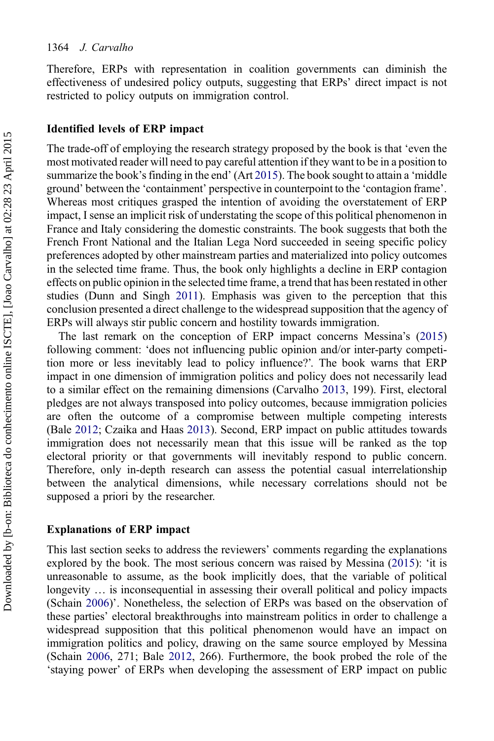Therefore, ERPs with representation in coalition governments can diminish the effectiveness of undesired policy outputs, suggesting that ERPs' direct impact is not restricted to policy outputs on immigration control.

## Identified levels of ERP impact

The trade-off of employing the research strategy proposed by the book is that 'even the most motivated reader will need to pay careful attention if they want to be in a position to summarize the book's finding in the end' (Art 2015). The book sought to attain a 'middle ground' between the 'containment' perspective in counterpoint to the 'contagion frame'. Whereas most critiques grasped the intention of avoiding the overstatement of ERP impact, I sense an implicit risk of understating the scope of this political phenomenon in France and Italy considering the domestic constraints. The book suggests that both the French Front National and the Italian Lega Nord succeeded in seeing specific policy preferences adopted by other mainstream parties and materialized into policy outcomes in the selected time frame. Thus, the book only highlights a decline in ERP contagion effects on public opinion in the selected time frame, a trend that has been restated in other studies (Dunn and Singh 2011). Emphasis was given to the perception that this conclusion presented a direct challenge to the widespread supposition that the agency of ERPs will always stir public concern and hostility towards immigration.

The last remark on the conception of ERP impact concerns Messina's (2015) following comment: 'does not influencing public opinion and/or inter-party competition more or less inevitably lead to policy influence?'. The book warns that ERP impact in one dimension of immigration politics and policy does not necessarily lead to a similar effect on the remaining dimensions (Carvalho 2013, 199). First, electoral pledges are not always transposed into policy outcomes, because immigration policies are often the outcome of a compromise between multiple competing interests (Bale 2012; Czaika and Haas 2013). Second, ERP impact on public attitudes towards immigration does not necessarily mean that this issue will be ranked as the top electoral priority or that governments will inevitably respond to public concern. Therefore, only in-depth research can assess the potential casual interrelationship between the analytical dimensions, while necessary correlations should not be supposed a priori by the researcher.

## Explanations of ERP impact

This last section seeks to address the reviewers' comments regarding the explanations explored by the book. The most serious concern was raised by Messina (2015): 'it is unreasonable to assume, as the book implicitly does, that the variable of political longevity … is inconsequential in assessing their overall political and policy impacts (Schain 2006)'. Nonetheless, the selection of ERPs was based on the observation of these parties' electoral breakthroughs into mainstream politics in order to challenge a widespread supposition that this political phenomenon would have an impact on immigration politics and policy, drawing on the same source employed by Messina (Schain 2006, 271; Bale 2012, 266). Furthermore, the book probed the role of the 'staying power' of ERPs when developing the assessment of ERP impact on public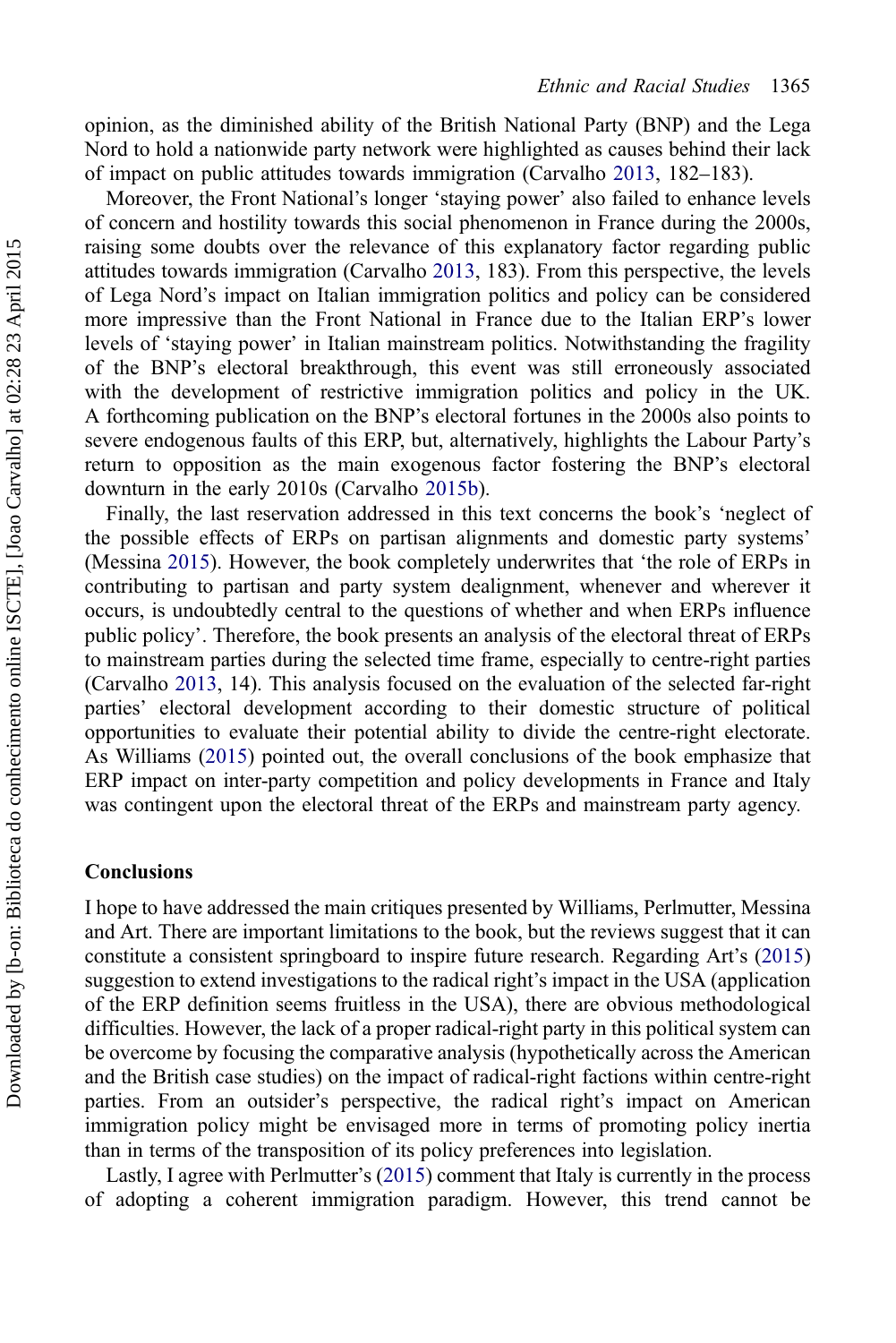opinion, as the diminished ability of the British National Party (BNP) and the Lega Nord to hold a nationwide party network were highlighted as causes behind their lack of impact on public attitudes towards immigration (Carvalho 2013, 182–183).

Moreover, the Front National's longer 'staying power' also failed to enhance levels of concern and hostility towards this social phenomenon in France during the 2000s, raising some doubts over the relevance of this explanatory factor regarding public attitudes towards immigration (Carvalho 2013, 183). From this perspective, the levels of Lega Nord's impact on Italian immigration politics and policy can be considered more impressive than the Front National in France due to the Italian ERP's lower levels of 'staying power' in Italian mainstream politics. Notwithstanding the fragility of the BNP's electoral breakthrough, this event was still erroneously associated with the development of restrictive immigration politics and policy in the UK. A forthcoming publication on the BNP's electoral fortunes in the 2000s also points to severe endogenous faults of this ERP, but, alternatively, highlights the Labour Party's return to opposition as the main exogenous factor fostering the BNP's electoral downturn in the early 2010s (Carvalho 2015b).

Finally, the last reservation addressed in this text concerns the book's 'neglect of the possible effects of ERPs on partisan alignments and domestic party systems' (Messina 2015). However, the book completely underwrites that 'the role of ERPs in contributing to partisan and party system dealignment, whenever and wherever it occurs, is undoubtedly central to the questions of whether and when ERPs influence public policy'. Therefore, the book presents an analysis of the electoral threat of ERPs to mainstream parties during the selected time frame, especially to centre-right parties (Carvalho 2013, 14). This analysis focused on the evaluation of the selected far-right parties' electoral development according to their domestic structure of political opportunities to evaluate their potential ability to divide the centre-right electorate. As Williams (2015) pointed out, the overall conclusions of the book emphasize that ERP impact on inter-party competition and policy developments in France and Italy was contingent upon the electoral threat of the ERPs and mainstream party agency.

## Conclusions

I hope to have addressed the main critiques presented by Williams, Perlmutter, Messina and Art. There are important limitations to the book, but the reviews suggest that it can constitute a consistent springboard to inspire future research. Regarding Art's (2015) suggestion to extend investigations to the radical right's impact in the USA (application of the ERP definition seems fruitless in the USA), there are obvious methodological difficulties. However, the lack of a proper radical-right party in this political system can be overcome by focusing the comparative analysis (hypothetically across the American and the British case studies) on the impact of radical-right factions within centre-right parties. From an outsider's perspective, the radical right's impact on American immigration policy might be envisaged more in terms of promoting policy inertia than in terms of the transposition of its policy preferences into legislation.

Lastly, I agree with Perlmutter's (2015) comment that Italy is currently in the process of adopting a coherent immigration paradigm. However, this trend cannot be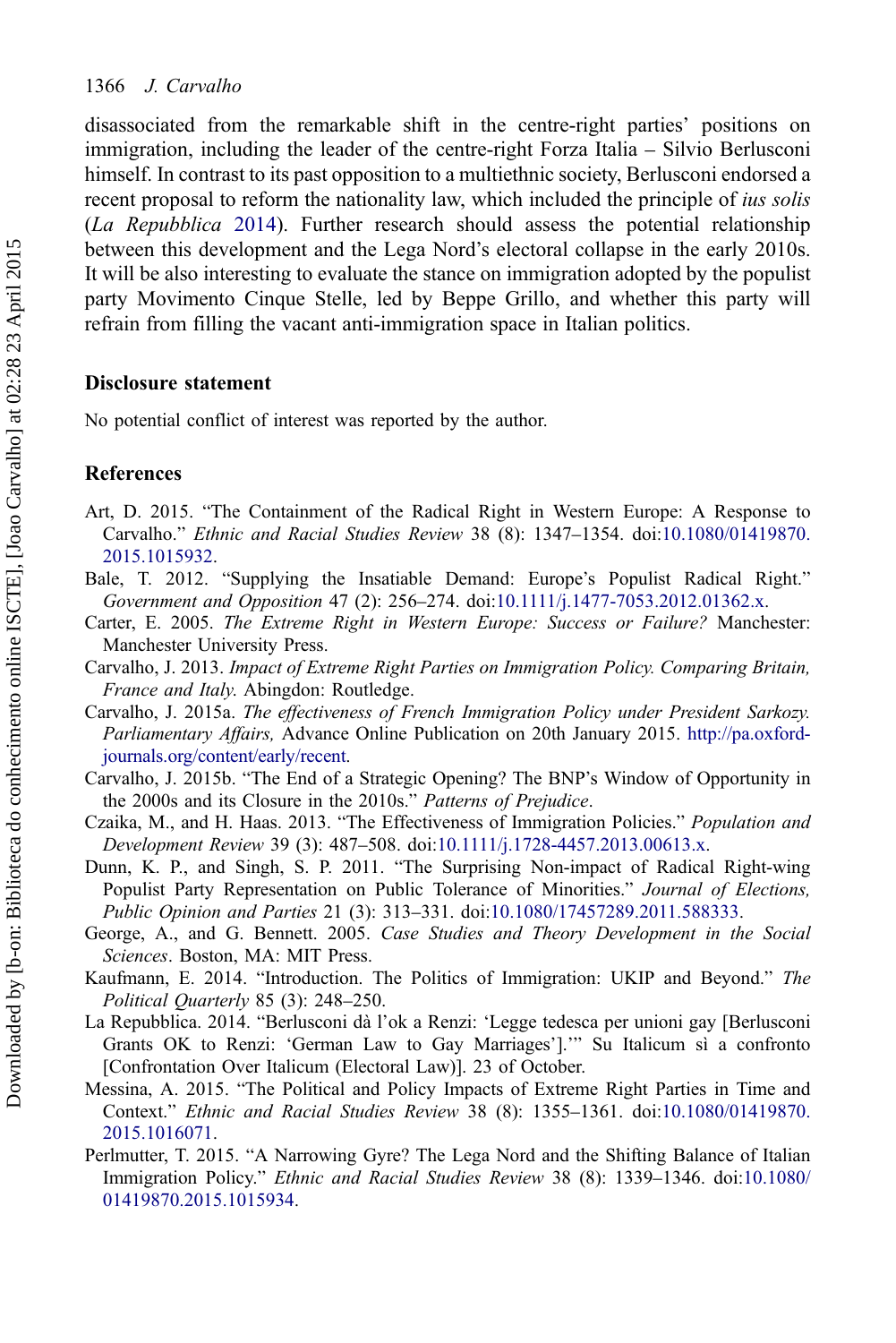disassociated from the remarkable shift in the centre-right parties' positions on immigration, including the leader of the centre-right Forza Italia – Silvio Berlusconi himself. In contrast to its past opposition to a multiethnic society, Berlusconi endorsed a recent proposal to reform the nationality law, which included the principle of *ius solis* (*La Repubblica* 2014). Further research should assess the potential relationship between this development and the Lega Nord's electoral collapse in the early 2010s. It will be also interesting to evaluate the stance on immigration adopted by the populist party Movimento Cinque Stelle, led by Beppe Grillo, and whether this party will refrain from filling the vacant anti-immigration space in Italian politics.

## Disclosure statement

No potential conflict of interest was reported by the author.

## References

Art, D. 2015. "The Containment of the Radical Right in Western Europe: A Response to Carvalho." *Ethnic and Racial Studies Review* 38 (8): 1347–1354. doi:10.1080/01419870.2015.1015932.

Bale, T. 2012. "Supplying the Insatiable Demand: Europe's Populist Radical Right." *Government and Opposition* 47 (2): 256–274. doi:10.1111/j.1477-7053.2012.01362.x.

Carter, E. 2005. *The Extreme Right in Western Europe: Success or Failure?* Manchester: Manchester University Press.

Carvalho, J. 2013. *Impact of Extreme Right Parties on Immigration Policy. Comparing Britain, France and Italy*. Abingdon: Routledge.

Carvalho, J. 2015a. *The effectiveness of French Immigration Policy under President Sarkozy. Parliamentary Affairs,* Advance Online Publication on 20th January 2015. http://pa.oxford-journals.org/content/early/recent.

Carvalho, J. 2015b. "The End of a Strategic Opening? The BNP's Window of Opportunity in the 2000s and its Closure in the 2010s." *Patterns of Prejudice*.

Czaika, M., and H. Haas. 2013. "The Effectiveness of Immigration Policies." *Population and Development Review* 39 (3): 487–508. doi:10.1111/j.1728-4457.2013.00613.x.

Dunn, K. P., and Singh, S. P. 2011. "The Surprising Non-impact of Radical Right-wing Populist Party Representation on Public Tolerance of Minorities." *Journal of Elections, Public Opinion and Parties* 21 (3): 313–331. doi:10.1080/17457289.2011.588333.

George, A., and G. Bennett. 2005. *Case Studies and Theory Development in the Social Sciences*. Boston, MA: MIT Press.

Kaufmann, E. 2014. "Introduction. The Politics of Immigration: UKIP and Beyond." *The Political Quarterly* 85 (3): 248–250.

La Repubblica. 2014. "Berlusconi dà l'ok a Renzi: 'Legge tedesca per unioni gay [Berlusconi Grants OK to Renzi: 'German Law to Gay Marriages'].'" Su Italicum sì a confronto [Confrontation Over Italicum (Electoral Law)]. 23 of October.

Messina, A. 2015. "The Political and Policy Impacts of Extreme Right Parties in Time and Context." *Ethnic and Racial Studies Review* 38 (8): 1355–1361. doi:10.1080/01419870.2015.1016071.

Perlmutter, T. 2015. "A Narrowing Gyre? The Lega Nord and the Shifting Balance of Italian Immigration Policy." *Ethnic and Racial Studies Review* 38 (8): 1339–1346. doi:10.1080/01419870.2015.1015934.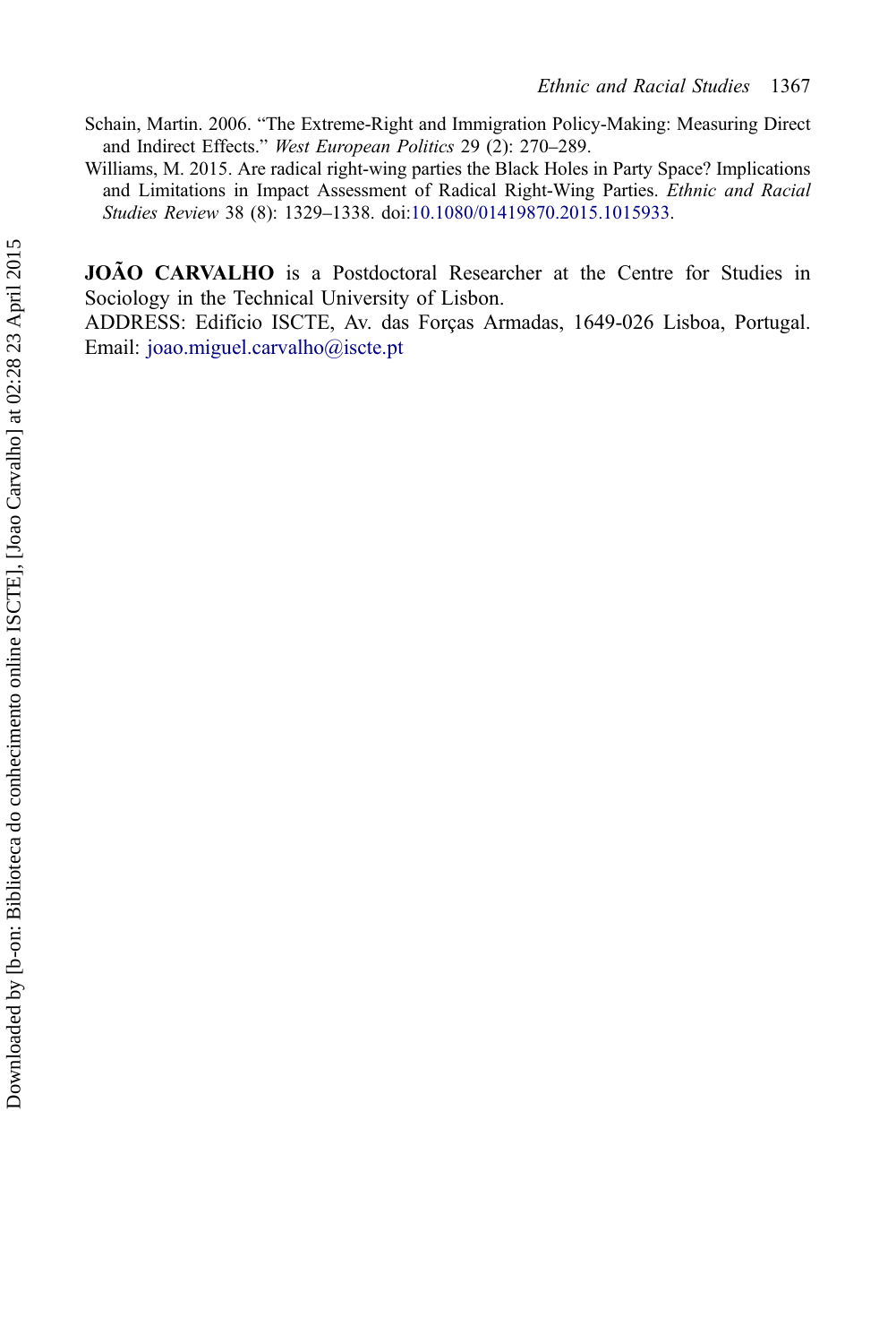Schain, Martin. 2006. "The Extreme-Right and Immigration Policy-Making: Measuring Direct and Indirect Effects." *West European Politics* 29 (2): 270–289.

Williams, M. 2015. Are radical right-wing parties the Black Holes in Party Space? Implications and Limitations in Impact Assessment of Radical Right-Wing Parties. *Ethnic and Racial Studies Review* 38 (8): 1329–1338. doi:10.1080/01419870.2015.1015933.

**JOÃO CARVALHO** is a Postdoctoral Researcher at the Centre for Studies in Sociology in the Technical University of Lisbon.
ADDRESS: Edifício ISCTE, Av. das Forças Armadas, 1649-026 Lisboa, Portugal. Email: joao.miguel.carvalho@iscte.pt